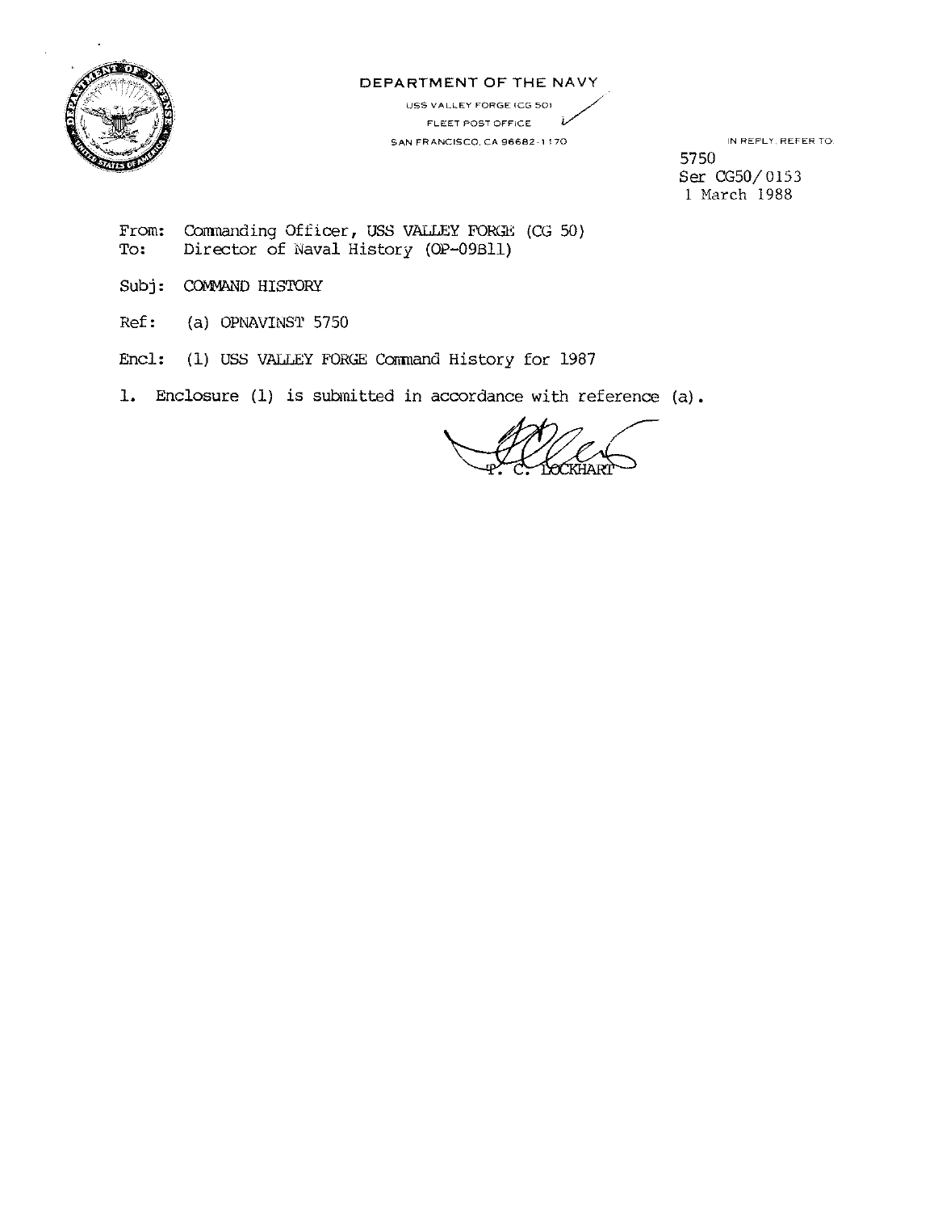DEPARTMENT OF THE NAVY

USS VALLEY FORGE (CG 50)
FLEET POST OFFICE
SAN FRANCISCO, CA 96682-1170

IN REPLY, REFER TO:

5750
Ser CG50/0153
1 March 1988

From: Commanding Officer, USS VALLEY FORGE (CG 50)
To: Director of Naval History (OP-09B11)

Subj: COMMAND HISTORY

Ref: (a) OPNAVINST 5750

Encl: (1) USS VALLEY FORGE Command History for 1987

1. Enclosure (1) is submitted in accordance with reference (a).

T. C. LOCKHART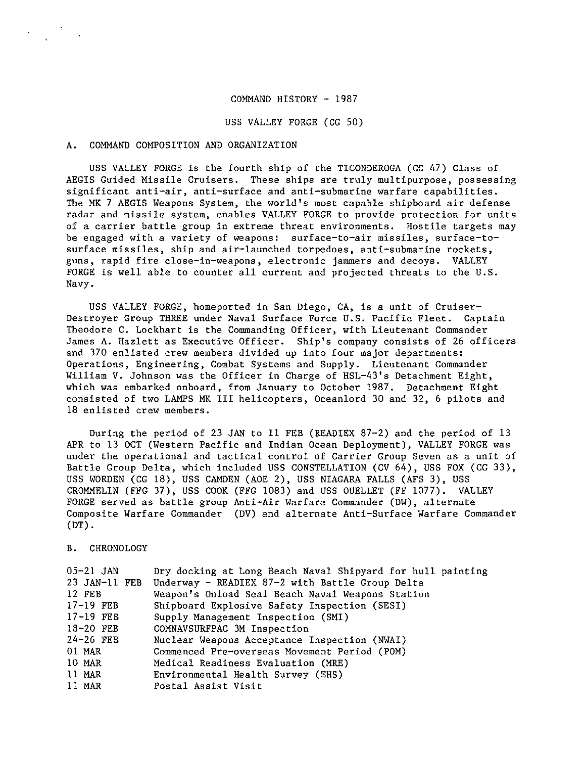COMMAND HISTORY - 1987

USS VALLEY FORGE (CG 50)

## A. COMMAND COMPOSITION AND ORGANIZATION

USS VALLEY FORGE is the fourth ship of the TICONDEROGA (CG 47) Class of AEGIS Guided Missile Cruisers. These ships are truly multipurpose, possessing significant anti-air, anti-surface and anti-submarine warfare capabilities. The MK 7 AEGIS Weapons System, the world's most capable shipboard air defense radar and missile system, enables VALLEY FORGE to provide protection for units of a carrier battle group in extreme threat environments. Hostile targets may be engaged with a variety of weapons: surface-to-air missiles, surface-to-surface missiles, ship and air-launched torpedoes, anti-submarine rockets, guns, rapid fire close-in-weapons, electronic jammers and decoys. VALLEY FORGE is well able to counter all current and projected threats to the U.S. Navy.

USS VALLEY FORGE, homeported in San Diego, CA, is a unit of Cruiser-Destroyer Group THREE under Naval Surface Force U.S. Pacific Fleet. Captain Theodore C. Lockhart is the Commanding Officer, with Lieutenant Commander James A. Hazlett as Executive Officer. Ship's company consists of 26 officers and 370 enlisted crew members divided up into four major departments: Operations, Engineering, Combat Systems and Supply. Lieutenant Commander William V. Johnson was the Officer in Charge of HSL-43's Detachment Eight, which was embarked onboard, from January to October 1987. Detachment Eight consisted of two LAMPS MK III helicopters, Oceanlord 30 and 32, 6 pilots and 18 enlisted crew members.

During the period of 23 JAN to 11 FEB (READIEX 87-2) and the period of 13 APR to 13 OCT (Western Pacific and Indian Ocean Deployment), VALLEY FORGE was under the operational and tactical control of Carrier Group Seven as a unit of Battle Group Delta, which included USS CONSTELLATION (CV 64), USS FOX (CG 33), USS WORDEN (CG 18), USS CAMDEN (AOE 2), USS NIAGARA FALLS (AFS 3), USS CROMMELIN (FFG 37), USS COOK (FFG 1083) and USS OUELLET (FF 1077). VALLEY FORGE served as battle group Anti-Air Warfare Commander (DW), alternate Composite Warfare Commander (DV) and alternate Anti-Surface Warfare Commander (DT).

## B. CHRONOLOGY

| | |
|---|---|
| 05-21 JAN | Dry docking at Long Beach Naval Shipyard for hull painting |
| 23 JAN-11 FEB | Underway - READIEX 87-2 with Battle Group Delta |
| 12 FEB | Weapon's Onload Seal Beach Naval Weapons Station |
| 17-19 FEB | Shipboard Explosive Safety Inspection (SESI) |
| 17-19 FEB | Supply Management Inspection (SMI) |
| 18-20 FEB | COMNAVSURFPAC 3M Inspection |
| 24-26 FEB | Nuclear Weapons Acceptance Inspection (NWAI) |
| 01 MAR | Commenced Pre-overseas Movement Period (POM) |
| 10 MAR | Medical Readiness Evaluation (MRE) |
| 11 MAR | Environmental Health Survey (EHS) |
| 11 MAR | Postal Assist Visit |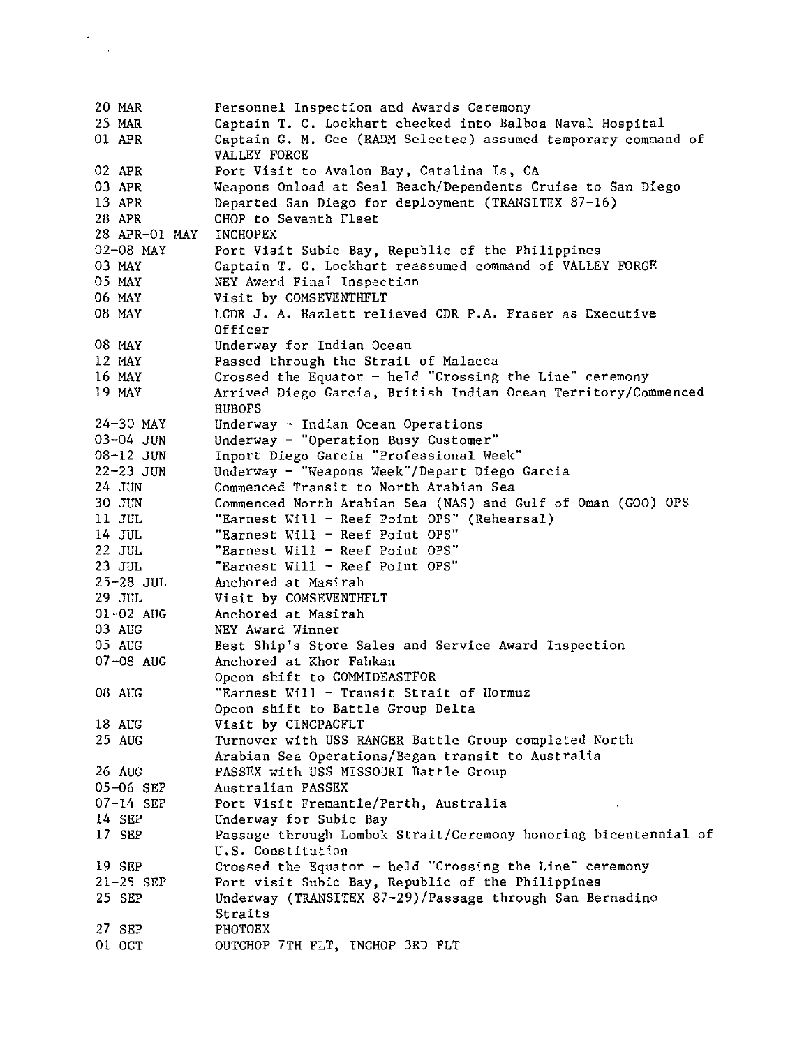| | |
|---|---|
| 20 MAR | Personnel Inspection and Awards Ceremony |
| 25 MAR | Captain T. C. Lockhart checked into Balboa Naval Hospital |
| 01 APR | Captain G. M. Gee (RADM Selectee) assumed temporary command of VALLEY FORGE |
| 02 APR | Port Visit to Avalon Bay, Catalina Is, CA |
| 03 APR | Weapons Onload at Seal Beach/Dependents Cruise to San Diego |
| 13 APR | Departed San Diego for deployment (TRANSITEX 87-16) |
| 28 APR | CHOP to Seventh Fleet |
| 28 APR-01 MAY | INCHOPEX |
| 02-08 MAY | Port Visit Subic Bay, Republic of the Philippines |
| 03 MAY | Captain T. C. Lockhart reassumed command of VALLEY FORGE |
| 05 MAY | NEY Award Final Inspection |
| 06 MAY | Visit by COMSEVENTHFLT |
| 08 MAY | LCDR J. A. Hazlett relieved CDR P.A. Fraser as Executive Officer |
| 08 MAY | Underway for Indian Ocean |
| 12 MAY | Passed through the Strait of Malacca |
| 16 MAY | Crossed the Equator - held "Crossing the Line" ceremony |
| 19 MAY | Arrived Diego Garcia, British Indian Ocean Territory/Commenced HUBOPS |
| 24-30 MAY | Underway - Indian Ocean Operations |
| 03-04 JUN | Underway - "Operation Busy Customer" |
| 08-12 JUN | Inport Diego Garcia "Professional Week" |
| 22-23 JUN | Underway - "Weapons Week"/Depart Diego Garcia |
| 24 JUN | Commenced Transit to North Arabian Sea |
| 30 JUN | Commenced North Arabian Sea (NAS) and Gulf of Oman (GOO) OPS |
| 11 JUL | "Earnest Will - Reef Point OPS" (Rehearsal) |
| 14 JUL | "Earnest Will - Reef Point OPS" |
| 22 JUL | "Earnest Will - Reef Point OPS" |
| 23 JUL | "Earnest Will - Reef Point OPS" |
| 25-28 JUL | Anchored at Masirah |
| 29 JUL | Visit by COMSEVENTHFLT |
| 01-02 AUG | Anchored at Masirah |
| 03 AUG | NEY Award Winner |
| 05 AUG | Best Ship's Store Sales and Service Award Inspection |
| 07-08 AUG | Anchored at Khor Fahkan<br>Opcon shift to COMMIDEASTFOR |
| 08 AUG | "Earnest Will - Transit Strait of Hormuz<br>Opcon shift to Battle Group Delta |
| 18 AUG | Visit by CINCPACFLT |
| 25 AUG | Turnover with USS RANGER Battle Group completed North Arabian Sea Operations/Began transit to Australia |
| 26 AUG | PASSEX with USS MISSOURI Battle Group |
| 05-06 SEP | Australian PASSEX |
| 07-14 SEP | Port Visit Fremantle/Perth, Australia |
| 14 SEP | Underway for Subic Bay |
| 17 SEP | Passage through Lombok Strait/Ceremony honoring bicentennial of U.S. Constitution |
| 19 SEP | Crossed the Equator - held "Crossing the Line" ceremony |
| 21-25 SEP | Port visit Subic Bay, Republic of the Philippines |
| 25 SEP | Underway (TRANSITEX 87-29)/Passage through San Bernadino Straits |
| 27 SEP | PHOTOEX |
| 01 OCT | OUTCHOP 7TH FLT, INCHOP 3RD FLT |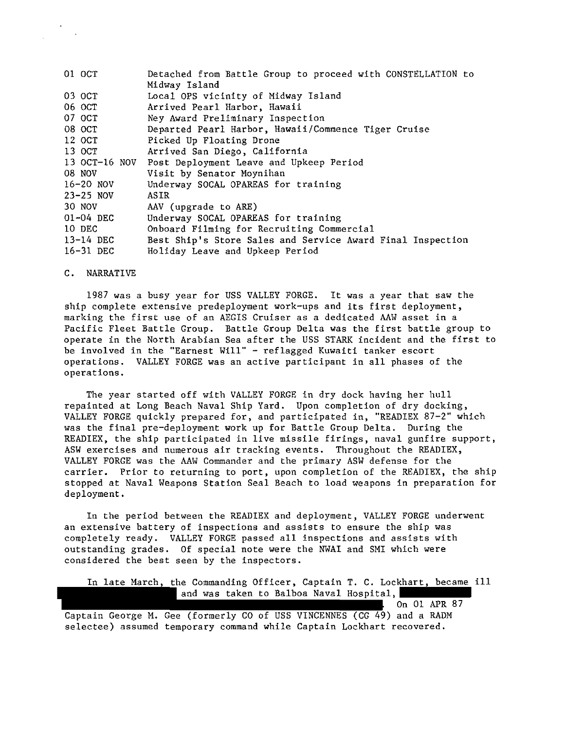| | |
|---|---|
| 01 OCT | Detached from Battle Group to proceed with CONSTELLATION to Midway Island |
| 03 OCT | Local OPS vicinity of Midway Island |
| 06 OCT | Arrived Pearl Harbor, Hawaii |
| 07 OCT | Ney Award Preliminary Inspection |
| 08 OCT | Departed Pearl Harbor, Hawaii/Commence Tiger Cruise |
| 12 OCT | Picked Up Floating Drone |
| 13 OCT | Arrived San Diego, California |
| 13 OCT-16 NOV | Post Deployment Leave and Upkeep Period |
| 08 NOV | Visit by Senator Moynihan |
| 16-20 NOV | Underway SOCAL OPAREAS for training |
| 23-25 NOV | ASIR |
| 30 NOV | AAV (upgrade to ARE) |
| 01-04 DEC | Underway SOCAL OPAREAS for training |
| 10 DEC | Onboard Filming for Recruiting Commercial |
| 13-14 DEC | Best Ship's Store Sales and Service Award Final Inspection |
| 16-31 DEC | Holiday Leave and Upkeep Period |

C. NARRATIVE

1987 was a busy year for USS VALLEY FORGE. It was a year that saw the ship complete extensive predeployment work-ups and its first deployment, marking the first use of an AEGIS Cruiser as a dedicated AAW asset in a Pacific Fleet Battle Group. Battle Group Delta was the first battle group to operate in the North Arabian Sea after the USS STARK incident and the first to be involved in the "Earnest Will" - reflagged Kuwaiti tanker escort operations. VALLEY FORGE was an active participant in all phases of the operations.

The year started off with VALLEY FORGE in dry dock having her hull repainted at Long Beach Naval Ship Yard. Upon completion of dry docking, VALLEY FORGE quickly prepared for, and participated in, "READIEX 87-2" which was the final pre-deployment work up for Battle Group Delta. During the READIEX, the ship participated in live missile firings, naval gunfire support, ASW exercises and numerous air tracking events. Throughout the READIEX, VALLEY FORGE was the AAW Commander and the primary ASW defense for the carrier. Prior to returning to port, upon completion of the READIEX, the ship stopped at Naval Weapons Station Seal Beach to load weapons in preparation for deployment.

In the period between the READIEX and deployment, VALLEY FORGE underwent an extensive battery of inspections and assists to ensure the ship was completely ready. VALLEY FORGE passed all inspections and assists with outstanding grades. Of special note were the NWAI and SMI which were considered the best seen by the inspectors.

In late March, the Commanding Officer, Captain T. C. Lockhart, became ill [REDACTED] and was taken to Balboa Naval Hospital, [REDACTED]. On 01 APR 87 Captain George M. Gee (formerly CO of USS VINCENNES (CG 49) and a RADM selectee) assumed temporary command while Captain Lockhart recovered.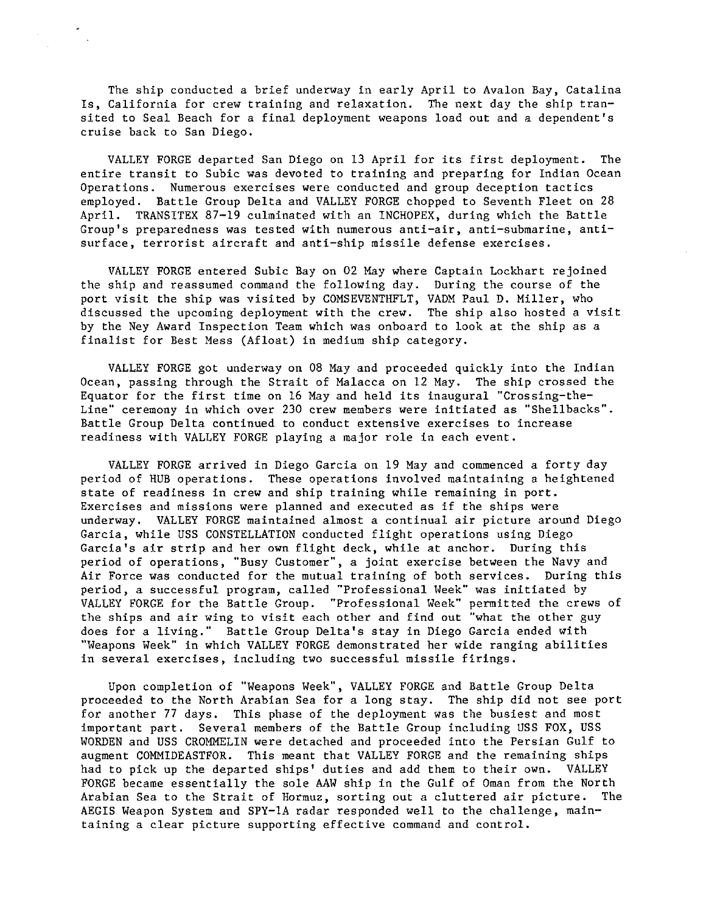The ship conducted a brief underway in early April to Avalon Bay, Catalina Is, California for crew training and relaxation. The next day the ship transited to Seal Beach for a final deployment weapons load out and a dependent's cruise back to San Diego.

VALLEY FORGE departed San Diego on 13 April for its first deployment. The entire transit to Subic was devoted to training and preparing for Indian Ocean Operations. Numerous exercises were conducted and group deception tactics employed. Battle Group Delta and VALLEY FORGE chopped to Seventh Fleet on 28 April. TRANSITEX 87-19 culminated with an INCHOPEX, during which the Battle Group's preparedness was tested with numerous anti-air, anti-submarine, anti-surface, terrorist aircraft and anti-ship missile defense exercises.

VALLEY FORGE entered Subic Bay on 02 May where Captain Lockhart rejoined the ship and reassumed command the following day. During the course of the port visit the ship was visited by COMSEVENTHFLT, VADM Paul D. Miller, who discussed the upcoming deployment with the crew. The ship also hosted a visit by the Ney Award Inspection Team which was onboard to look at the ship as a finalist for Best Mess (Afloat) in medium ship category.

VALLEY FORGE got underway on 08 May and proceeded quickly into the Indian Ocean, passing through the Strait of Malacca on 12 May. The ship crossed the Equator for the first time on 16 May and held its inaugural "Crossing-the-Line" ceremony in which over 230 crew members were initiated as "Shellbacks". Battle Group Delta continued to conduct extensive exercises to increase readiness with VALLEY FORGE playing a major role in each event.

VALLEY FORGE arrived in Diego Garcia on 19 May and commenced a forty day period of HUB operations. These operations involved maintaining a heightened state of readiness in crew and ship training while remaining in port. Exercises and missions were planned and executed as if the ships were underway. VALLEY FORGE maintained almost a continual air picture around Diego Garcia, while USS CONSTELLATION conducted flight operations using Diego Garcia's air strip and her own flight deck, while at anchor. During this period of operations, "Busy Customer", a joint exercise between the Navy and Air Force was conducted for the mutual training of both services. During this period, a successful program, called "Professional Week" was initiated by VALLEY FORGE for the Battle Group. "Professional Week" permitted the crews of the ships and air wing to visit each other and find out "what the other guy does for a living." Battle Group Delta's stay in Diego Garcia ended with "Weapons Week" in which VALLEY FORGE demonstrated her wide ranging abilities in several exercises, including two successful missile firings.

Upon completion of "Weapons Week", VALLEY FORGE and Battle Group Delta proceeded to the North Arabian Sea for a long stay. The ship did not see port for another 77 days. This phase of the deployment was the busiest and most important part. Several members of the Battle Group including USS FOX, USS WORDEN and USS CROMMELIN were detached and proceeded into the Persian Gulf to augment COMMIDEASTFOR. This meant that VALLEY FORGE and the remaining ships had to pick up the departed ships' duties and add them to their own. VALLEY FORGE became essentially the sole AAW ship in the Gulf of Oman from the North Arabian Sea to the Strait of Hormuz, sorting out a cluttered air picture. The AEGIS Weapon System and SPY-1A radar responded well to the challenge, maintaining a clear picture supporting effective command and control.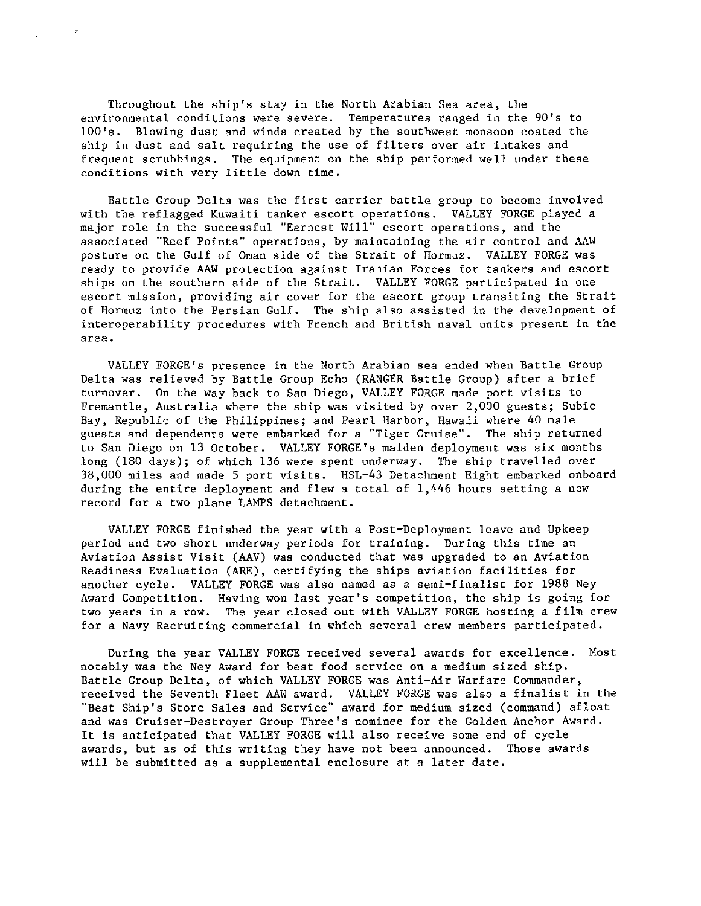Throughout the ship's stay in the North Arabian Sea area, the environmental conditions were severe. Temperatures ranged in the 90's to 100's. Blowing dust and winds created by the southwest monsoon coated the ship in dust and salt requiring the use of filters over air intakes and frequent scrubbings. The equipment on the ship performed well under these conditions with very little down time.

Battle Group Delta was the first carrier battle group to become involved with the reflagged Kuwaiti tanker escort operations. VALLEY FORGE played a major role in the successful "Earnest Will" escort operations, and the associated "Reef Points" operations, by maintaining the air control and AAW posture on the Gulf of Oman side of the Strait of Hormuz. VALLEY FORGE was ready to provide AAW protection against Iranian Forces for tankers and escort ships on the southern side of the Strait. VALLEY FORGE participated in one escort mission, providing air cover for the escort group transiting the Strait of Hormuz into the Persian Gulf. The ship also assisted in the development of interoperability procedures with French and British naval units present in the area.

VALLEY FORGE's presence in the North Arabian sea ended when Battle Group Delta was relieved by Battle Group Echo (RANGER Battle Group) after a brief turnover. On the way back to San Diego, VALLEY FORGE made port visits to Fremantle, Australia where the ship was visited by over 2,000 guests; Subic Bay, Republic of the Philippines; and Pearl Harbor, Hawaii where 40 male guests and dependents were embarked for a "Tiger Cruise". The ship returned to San Diego on 13 October. VALLEY FORGE's maiden deployment was six months long (180 days); of which 136 were spent underway. The ship travelled over 38,000 miles and made 5 port visits. HSL-43 Detachment Eight embarked onboard during the entire deployment and flew a total of 1,446 hours setting a new record for a two plane LAMPS detachment.

VALLEY FORGE finished the year with a Post-Deployment leave and Upkeep period and two short underway periods for training. During this time an Aviation Assist Visit (AAV) was conducted that was upgraded to an Aviation Readiness Evaluation (ARE), certifying the ships aviation facilities for another cycle. VALLEY FORGE was also named as a semi-finalist for 1988 Ney Award Competition. Having won last year's competition, the ship is going for two years in a row. The year closed out with VALLEY FORGE hosting a film crew for a Navy Recruiting commercial in which several crew members participated.

During the year VALLEY FORGE received several awards for excellence. Most notably was the Ney Award for best food service on a medium sized ship. Battle Group Delta, of which VALLEY FORGE was Anti-Air Warfare Commander, received the Seventh Fleet AAW award. VALLEY FORGE was also a finalist in the "Best Ship's Store Sales and Service" award for medium sized (command) afloat and was Cruiser-Destroyer Group Three's nominee for the Golden Anchor Award. It is anticipated that VALLEY FORGE will also receive some end of cycle awards, but as of this writing they have not been announced. Those awards will be submitted as a supplemental enclosure at a later date.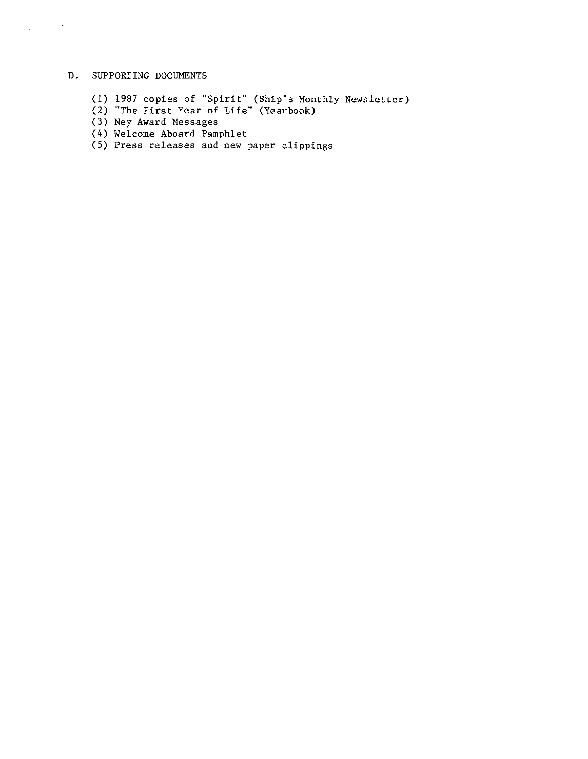D. SUPPORTING DOCUMENTS

(1) 1987 copies of "Spirit" (Ship's Monthly Newsletter)
(2) "The First Year of Life" (Yearbook)
(3) Ney Award Messages
(4) Welcome Aboard Pamphlet
(5) Press releases and new paper clippings